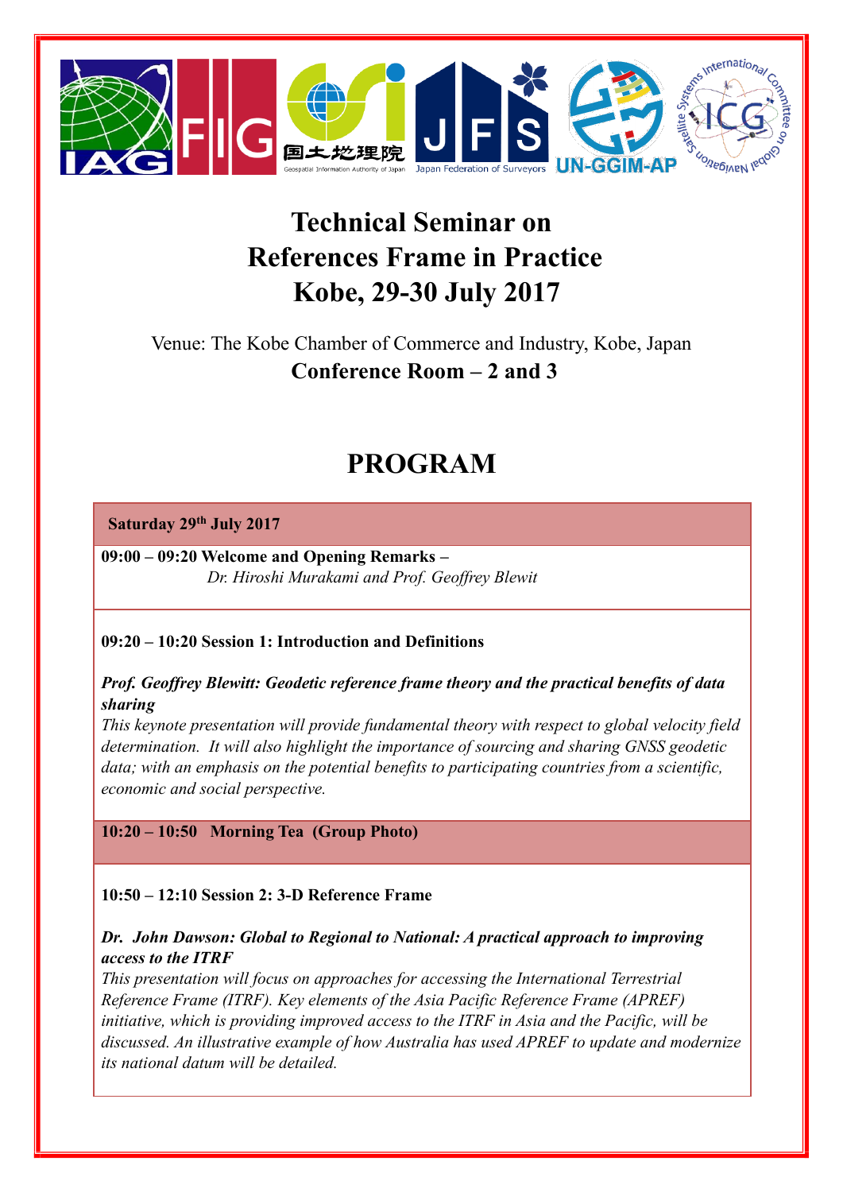# Technical Seminar on References Frame in Practice Kobe, 29-30 July 2017

Venue: The Kobe Chamber of Commerce and Industry, Kobe, Japan

**Conference Room – 2 and 3**

## PROGRAM

**Saturday 29th July 2017**

**09:00 – 09:20 Welcome and Opening Remarks –**
*Dr. Hiroshi Murakami and Prof. Geoffrey Blewit*

**09:20 – 10:20 Session 1: Introduction and Definitions**

***Prof. Geoffrey Blewitt: Geodetic reference frame theory and the practical benefits of data sharing***

*This keynote presentation will provide fundamental theory with respect to global velocity field determination. It will also highlight the importance of sourcing and sharing GNSS geodetic data; with an emphasis on the potential benefits to participating countries from a scientific, economic and social perspective.*

**10:20 – 10:50 Morning Tea (Group Photo)**

**10:50 – 12:10 Session 2: 3-D Reference Frame**

***Dr. John Dawson: Global to Regional to National: A practical approach to improving access to the ITRF***

*This presentation will focus on approaches for accessing the International Terrestrial Reference Frame (ITRF). Key elements of the Asia Pacific Reference Frame (APREF) initiative, which is providing improved access to the ITRF in Asia and the Pacific, will be discussed. An illustrative example of how Australia has used APREF to update and modernize its national datum will be detailed.*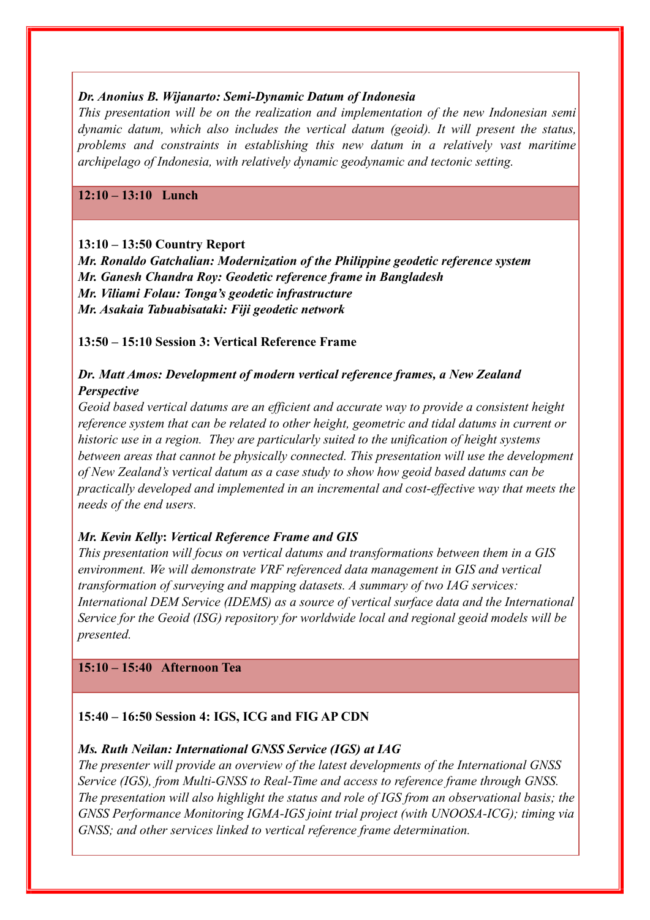***Dr. Anonius B. Wijanarto: Semi-Dynamic Datum of Indonesia***

*This presentation will be on the realization and implementation of the new Indonesian semi dynamic datum, which also includes the vertical datum (geoid). It will present the status, problems and constraints in establishing this new datum in a relatively vast maritime archipelago of Indonesia, with relatively dynamic geodynamic and tectonic setting.*

**12:10 – 13:10 Lunch**

**13:10 – 13:50 Country Report**

***Mr. Ronaldo Gatchalian: Modernization of the Philippine geodetic reference system***
***Mr. Ganesh Chandra Roy: Geodetic reference frame in Bangladesh***
***Mr. Viliami Folau: Tonga's geodetic infrastructure***
***Mr. Asakaia Tabuabisataki: Fiji geodetic network***

**13:50 – 15:10 Session 3: Vertical Reference Frame**

***Dr. Matt Amos: Development of modern vertical reference frames, a New Zealand Perspective***

*Geoid based vertical datums are an efficient and accurate way to provide a consistent height reference system that can be related to other height, geometric and tidal datums in current or historic use in a region. They are particularly suited to the unification of height systems between areas that cannot be physically connected. This presentation will use the development of New Zealand's vertical datum as a case study to show how geoid based datums can be practically developed and implemented in an incremental and cost-effective way that meets the needs of the end users.*

***Mr. Kevin Kelly*: *Vertical Reference Frame and GIS***

*This presentation will focus on vertical datums and transformations between them in a GIS environment. We will demonstrate VRF referenced data management in GIS and vertical transformation of surveying and mapping datasets. A summary of two IAG services: International DEM Service (IDEMS) as a source of vertical surface data and the International Service for the Geoid (ISG) repository for worldwide local and regional geoid models will be presented.*

**15:10 – 15:40 Afternoon Tea**

**15:40 – 16:50 Session 4: IGS, ICG and FIG AP CDN**

***Ms. Ruth Neilan: International GNSS Service (IGS) at IAG***

*The presenter will provide an overview of the latest developments of the International GNSS Service (IGS), from Multi-GNSS to Real-Time and access to reference frame through GNSS. The presentation will also highlight the status and role of IGS from an observational basis; the GNSS Performance Monitoring IGMA-IGS joint trial project (with UNOOSA-ICG); timing via GNSS; and other services linked to vertical reference frame determination.*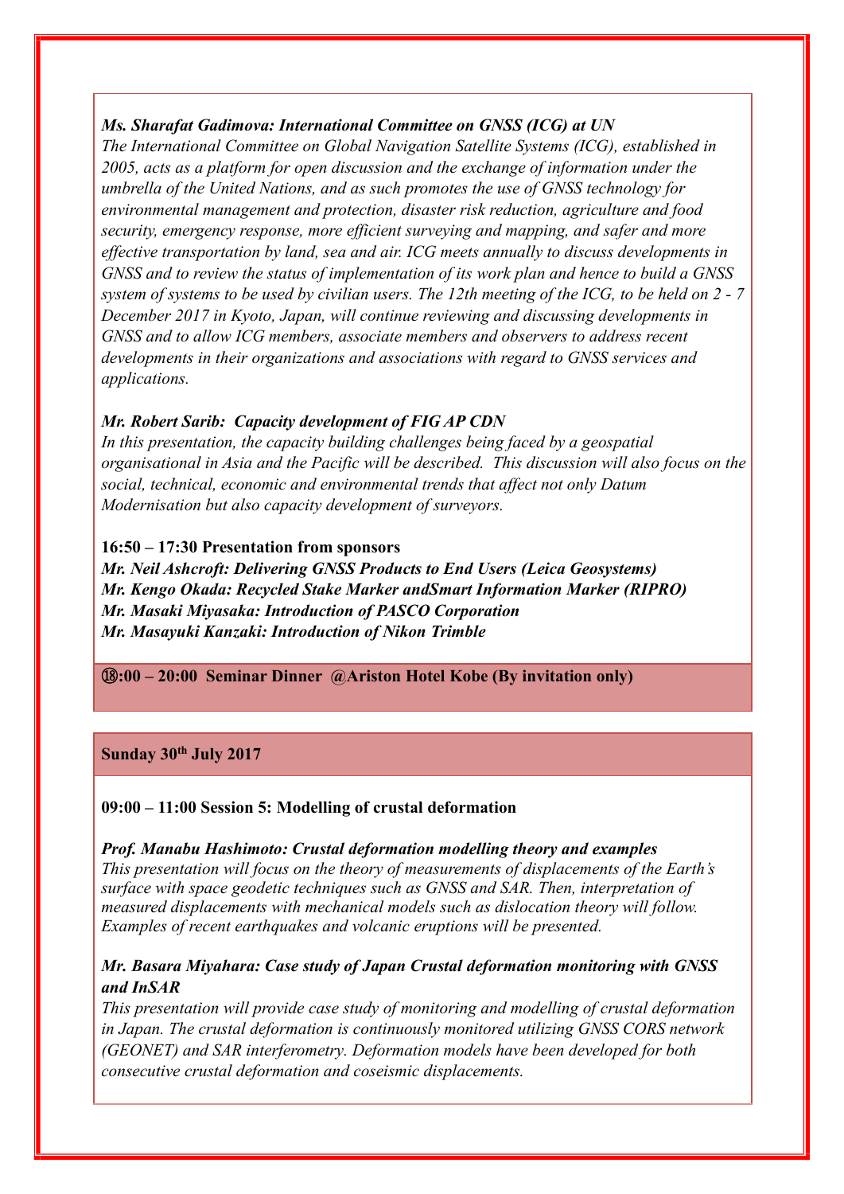***Ms. Sharafat Gadimova: International Committee on GNSS (ICG) at UN***

*The International Committee on Global Navigation Satellite Systems (ICG), established in 2005, acts as a platform for open discussion and the exchange of information under the umbrella of the United Nations, and as such promotes the use of GNSS technology for environmental management and protection, disaster risk reduction, agriculture and food security, emergency response, more efficient surveying and mapping, and safer and more effective transportation by land, sea and air. ICG meets annually to discuss developments in GNSS and to review the status of implementation of its work plan and hence to build a GNSS system of systems to be used by civilian users. The 12th meeting of the ICG, to be held on 2 - 7 December 2017 in Kyoto, Japan, will continue reviewing and discussing developments in GNSS and to allow ICG members, associate members and observers to address recent developments in their organizations and associations with regard to GNSS services and applications.*

***Mr. Robert Sarib: Capacity development of FIG AP CDN***

*In this presentation, the capacity building challenges being faced by a geospatial organisational in Asia and the Pacific will be described. This discussion will also focus on the social, technical, economic and environmental trends that affect not only Datum Modernisation but also capacity development of surveyors.*

**16:50 – 17:30 Presentation from sponsors**

***Mr. Neil Ashcroft: Delivering GNSS Products to End Users (Leica Geosystems)***
***Mr. Kengo Okada: Recycled Stake Marker andSmart Information Marker (RIPRO)***
***Mr. Masaki Miyasaka: Introduction of PASCO Corporation***
***Mr. Masayuki Kanzaki: Introduction of Nikon Trimble***

**⑱:00 – 20:00 Seminar Dinner @Ariston Hotel Kobe (By invitation only)**

**Sunday 30th July 2017**

**09:00 – 11:00 Session 5: Modelling of crustal deformation**

***Prof. Manabu Hashimoto: Crustal deformation modelling theory and examples***

*This presentation will focus on the theory of measurements of displacements of the Earth's surface with space geodetic techniques such as GNSS and SAR. Then, interpretation of measured displacements with mechanical models such as dislocation theory will follow. Examples of recent earthquakes and volcanic eruptions will be presented.*

***Mr. Basara Miyahara: Case study of Japan Crustal deformation monitoring with GNSS and InSAR***

*This presentation will provide case study of monitoring and modelling of crustal deformation in Japan. The crustal deformation is continuously monitored utilizing GNSS CORS network (GEONET) and SAR interferometry. Deformation models have been developed for both consecutive crustal deformation and coseismic displacements.*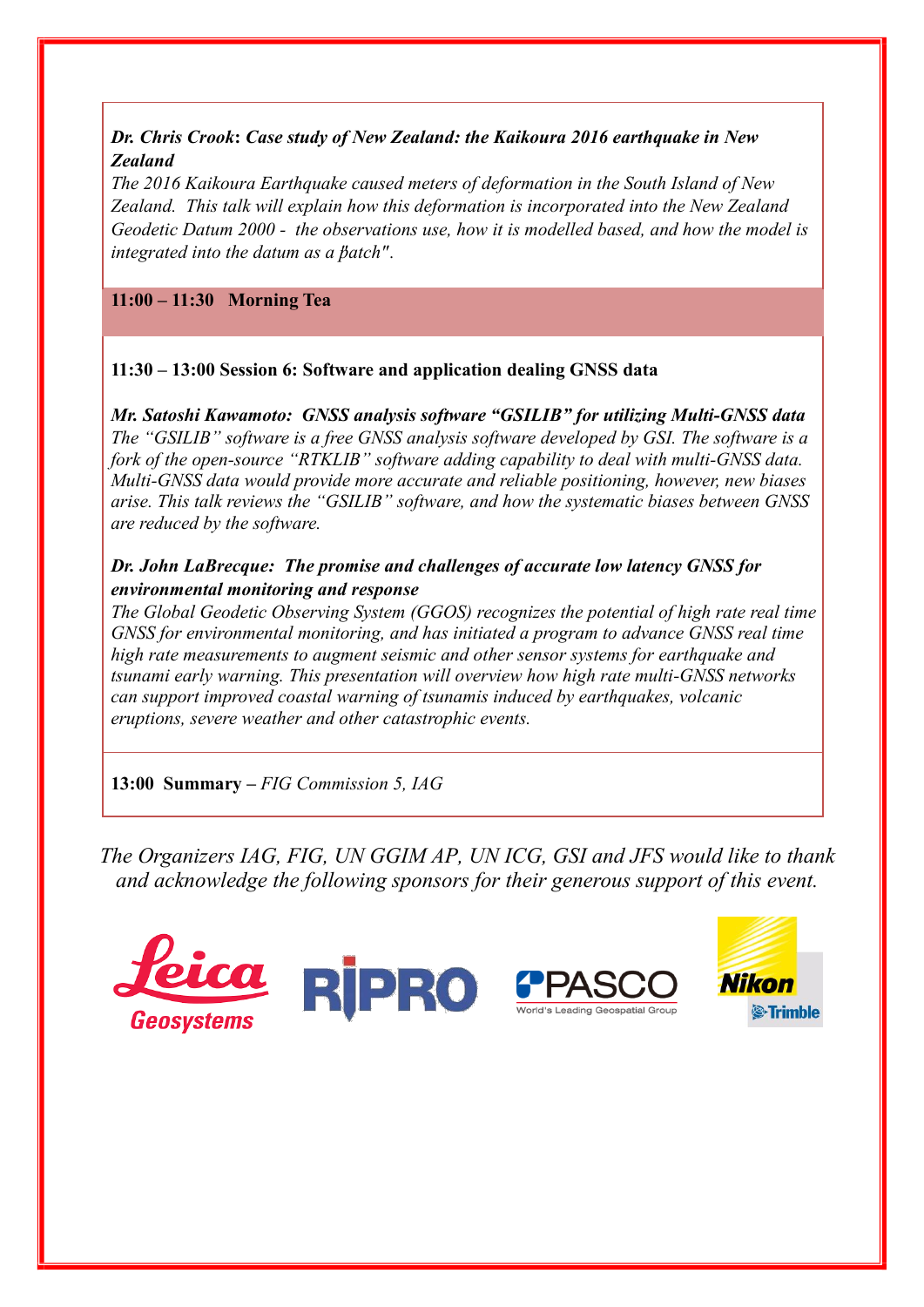***Dr. Chris Crook*: *Case study of New Zealand: the Kaikoura 2016 earthquake in New Zealand***

*The 2016 Kaikoura Earthquake caused meters of deformation in the South Island of New Zealand. This talk will explain how this deformation is incorporated into the New Zealand Geodetic Datum 2000 - the observations use, how it is modelled based, and how the model is integrated into the datum as a ṗatch".*

**11:00 – 11:30 Morning Tea**

**11:30 – 13:00 Session 6: Software and application dealing GNSS data**

***Mr. Satoshi Kawamoto: GNSS analysis software "GSILIB" for utilizing Multi-GNSS data***

*The "GSILIB" software is a free GNSS analysis software developed by GSI. The software is a fork of the open-source "RTKLIB" software adding capability to deal with multi-GNSS data. Multi-GNSS data would provide more accurate and reliable positioning, however, new biases arise. This talk reviews the "GSILIB" software, and how the systematic biases between GNSS are reduced by the software.*

***Dr. John LaBrecque: The promise and challenges of accurate low latency GNSS for environmental monitoring and response***

*The Global Geodetic Observing System (GGOS) recognizes the potential of high rate real time GNSS for environmental monitoring, and has initiated a program to advance GNSS real time high rate measurements to augment seismic and other sensor systems for earthquake and tsunami early warning. This presentation will overview how high rate multi-GNSS networks can support improved coastal warning of tsunamis induced by earthquakes, volcanic eruptions, severe weather and other catastrophic events.*

**13:00 Summary –** *FIG Commission 5, IAG*

*The Organizers IAG, FIG, UN GGIM AP, UN ICG, GSI and JFS would like to thank and acknowledge the following sponsors for their generous support of this event.*

Leica Geosystems

RIPRO

PASCO
World's Leading Geospatial Group

Nikon
Trimble